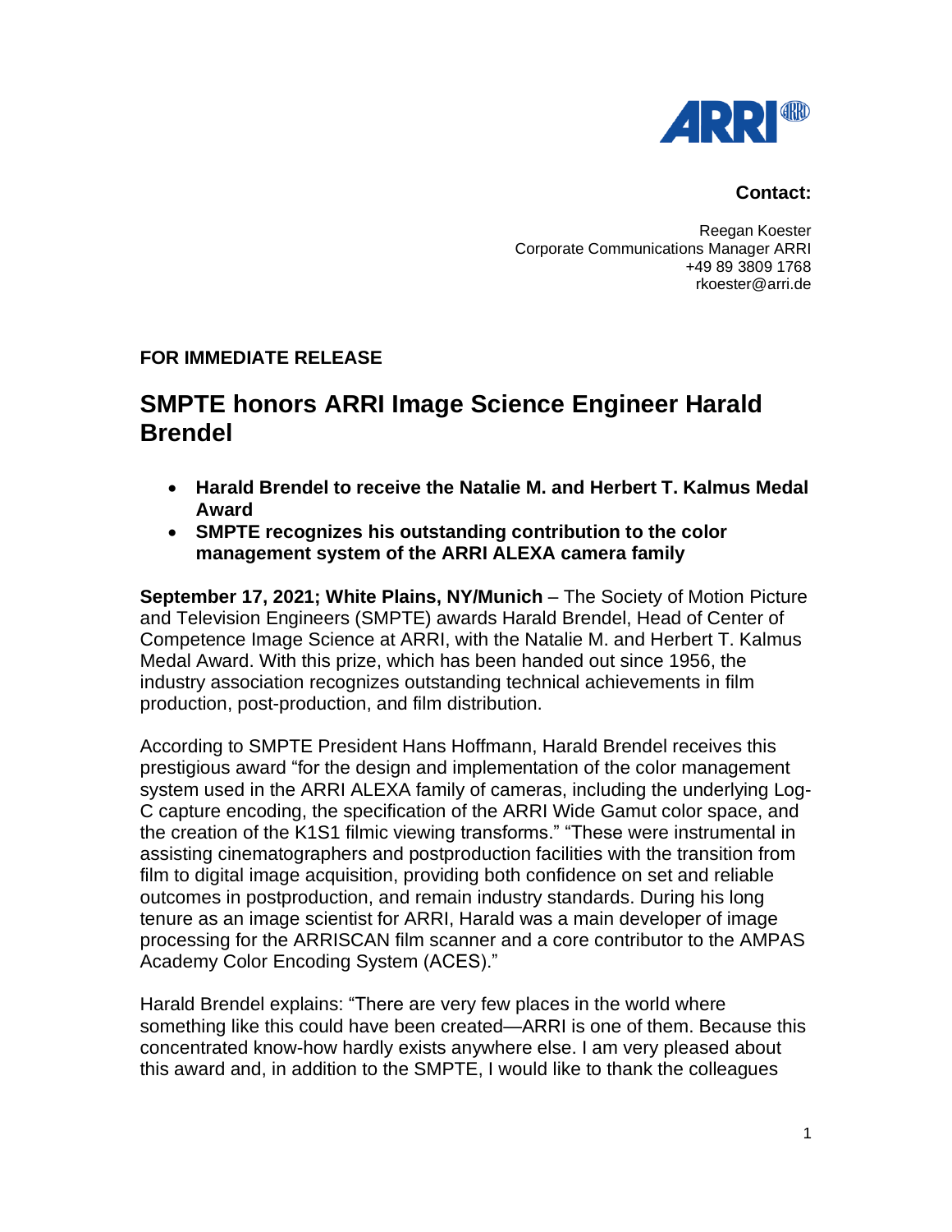**Contact:**

Reegan Koester
Corporate Communications Manager ARRI
+49 89 3809 1768
rkoester@arri.de

**FOR IMMEDIATE RELEASE**

# SMPTE honors ARRI Image Science Engineer Harald Brendel

- **Harald Brendel to receive the Natalie M. and Herbert T. Kalmus Medal Award**
- **SMPTE recognizes his outstanding contribution to the color management system of the ARRI ALEXA camera family**

**September 17, 2021; White Plains, NY/Munich** – The Society of Motion Picture and Television Engineers (SMPTE) awards Harald Brendel, Head of Center of Competence Image Science at ARRI, with the Natalie M. and Herbert T. Kalmus Medal Award. With this prize, which has been handed out since 1956, the industry association recognizes outstanding technical achievements in film production, post-production, and film distribution.

According to SMPTE President Hans Hoffmann, Harald Brendel receives this prestigious award "for the design and implementation of the color management system used in the ARRI ALEXA family of cameras, including the underlying Log-C capture encoding, the specification of the ARRI Wide Gamut color space, and the creation of the K1S1 filmic viewing transforms." "These were instrumental in assisting cinematographers and postproduction facilities with the transition from film to digital image acquisition, providing both confidence on set and reliable outcomes in postproduction, and remain industry standards. During his long tenure as an image scientist for ARRI, Harald was a main developer of image processing for the ARRISCAN film scanner and a core contributor to the AMPAS Academy Color Encoding System (ACES)."

Harald Brendel explains: "There are very few places in the world where something like this could have been created—ARRI is one of them. Because this concentrated know-how hardly exists anywhere else. I am very pleased about this award and, in addition to the SMPTE, I would like to thank the colleagues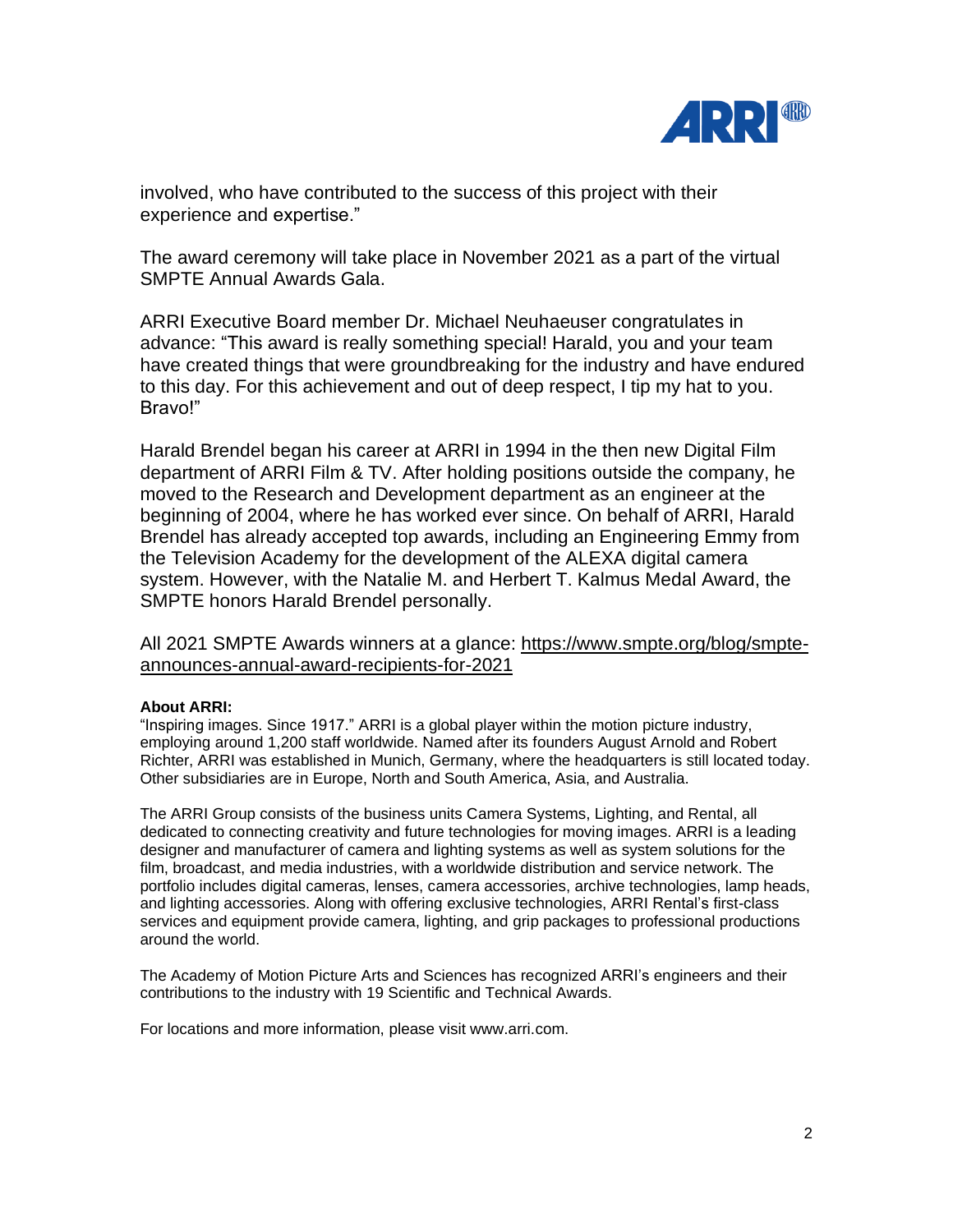involved, who have contributed to the success of this project with their experience and expertise."

The award ceremony will take place in November 2021 as a part of the virtual SMPTE Annual Awards Gala.

ARRI Executive Board member Dr. Michael Neuhaeuser congratulates in advance: "This award is really something special! Harald, you and your team have created things that were groundbreaking for the industry and have endured to this day. For this achievement and out of deep respect, I tip my hat to you. Bravo!"

Harald Brendel began his career at ARRI in 1994 in the then new Digital Film department of ARRI Film & TV. After holding positions outside the company, he moved to the Research and Development department as an engineer at the beginning of 2004, where he has worked ever since. On behalf of ARRI, Harald Brendel has already accepted top awards, including an Engineering Emmy from the Television Academy for the development of the ALEXA digital camera system. However, with the Natalie M. and Herbert T. Kalmus Medal Award, the SMPTE honors Harald Brendel personally.

All 2021 SMPTE Awards winners at a glance: [https://www.smpte.org/blog/smpte-announces-annual-award-recipients-for-2021](https://www.smpte.org/blog/smpte-announces-annual-award-recipients-for-2021)

**About ARRI:**

"Inspiring images. Since 1917." ARRI is a global player within the motion picture industry, employing around 1,200 staff worldwide. Named after its founders August Arnold and Robert Richter, ARRI was established in Munich, Germany, where the headquarters is still located today. Other subsidiaries are in Europe, North and South America, Asia, and Australia.

The ARRI Group consists of the business units Camera Systems, Lighting, and Rental, all dedicated to connecting creativity and future technologies for moving images. ARRI is a leading designer and manufacturer of camera and lighting systems as well as system solutions for the film, broadcast, and media industries, with a worldwide distribution and service network. The portfolio includes digital cameras, lenses, camera accessories, archive technologies, lamp heads, and lighting accessories. Along with offering exclusive technologies, ARRI Rental's first-class services and equipment provide camera, lighting, and grip packages to professional productions around the world.

The Academy of Motion Picture Arts and Sciences has recognized ARRI's engineers and their contributions to the industry with 19 Scientific and Technical Awards.

For locations and more information, please visit www.arri.com.